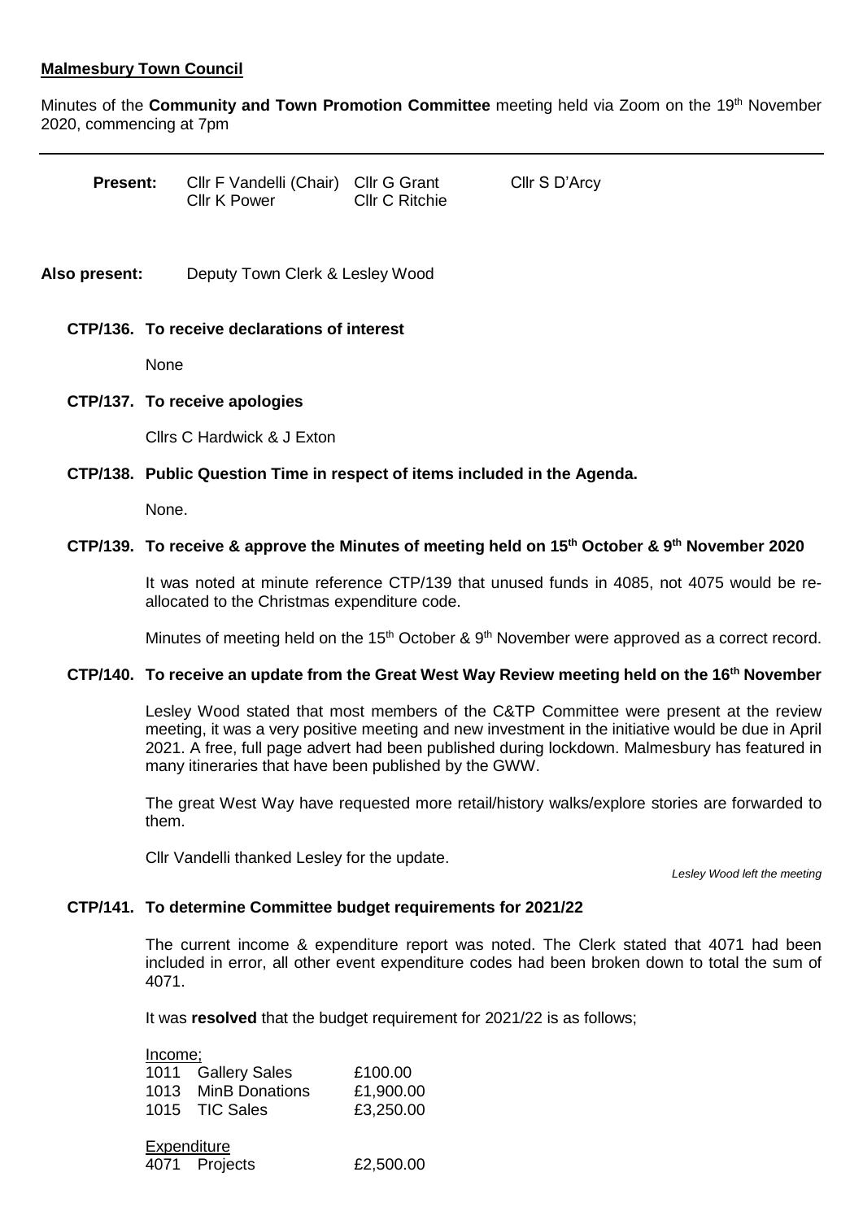**Malmesbury Town Council**

Minutes of the **Community and Town Promotion Committee** meeting held via Zoom on the 19th November 2020, commencing at 7pm

---

| **Present:** | Cllr F Vandelli (Chair) | Cllr G Grant | Cllr S D'Arcy |
| --- | --- | --- | --- |
| | Cllr K Power | Cllr C Ritchie | |

**Also present:** Deputy Town Clerk & Lesley Wood

### CTP/136. To receive declarations of interest

None

### CTP/137. To receive apologies

Cllrs C Hardwick & J Exton

### CTP/138. Public Question Time in respect of items included in the Agenda.

None.

### CTP/139. To receive & approve the Minutes of meeting held on 15th October & 9th November 2020

It was noted at minute reference CTP/139 that unused funds in 4085, not 4075 would be re-allocated to the Christmas expenditure code.

Minutes of meeting held on the 15th October & 9th November were approved as a correct record.

### CTP/140. To receive an update from the Great West Way Review meeting held on the 16th November

Lesley Wood stated that most members of the C&TP Committee were present at the review meeting, it was a very positive meeting and new investment in the initiative would be due in April 2021. A free, full page advert had been published during lockdown. Malmesbury has featured in many itineraries that have been published by the GWW.

The great West Way have requested more retail/history walks/explore stories are forwarded to them.

Cllr Vandelli thanked Lesley for the update.

*Lesley Wood left the meeting*

### CTP/141. To determine Committee budget requirements for 2021/22

The current income & expenditure report was noted. The Clerk stated that 4071 had been included in error, all other event expenditure codes had been broken down to total the sum of 4071.

It was **resolved** that the budget requirement for 2021/22 is as follows;

Income;

| | | |
| --- | --- | --- |
| 1011 | Gallery Sales | £100.00 |
| 1013 | MinB Donations | £1,900.00 |
| 1015 | TIC Sales | £3,250.00 |

Expenditure

| | | |
| --- | --- | --- |
| 4071 | Projects | £2,500.00 |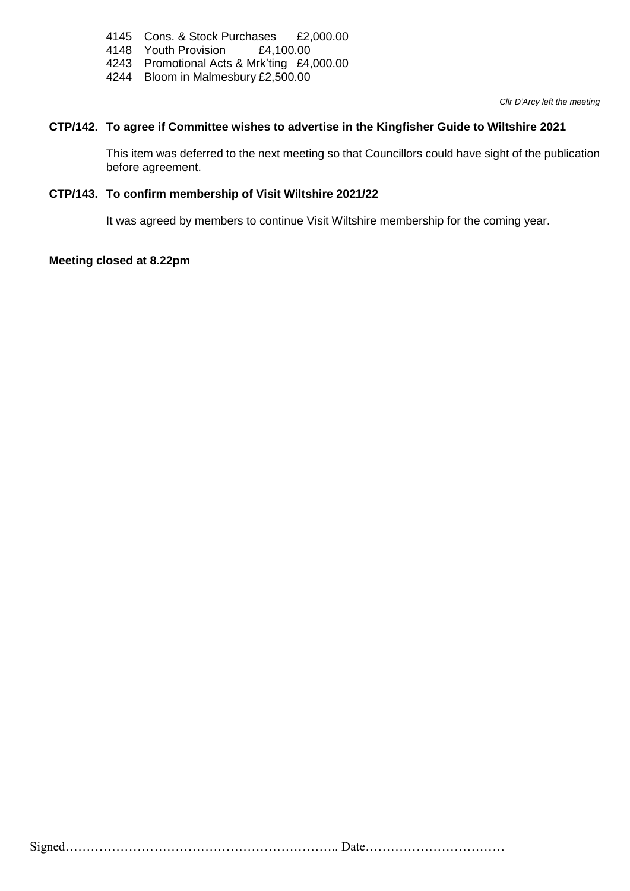4145 Cons. & Stock Purchases £2,000.00
4148 Youth Provision £4,100.00
4243 Promotional Acts & Mrk'ting £4,000.00
4244 Bloom in Malmesbury £2,500.00

*Cllr D'Arcy left the meeting*

**CTP/142. To agree if Committee wishes to advertise in the Kingfisher Guide to Wiltshire 2021**

This item was deferred to the next meeting so that Councillors could have sight of the publication before agreement.

**CTP/143. To confirm membership of Visit Wiltshire 2021/22**

It was agreed by members to continue Visit Wiltshire membership for the coming year.

**Meeting closed at 8.22pm**

Signed……………………………………………………….. Date……………………………